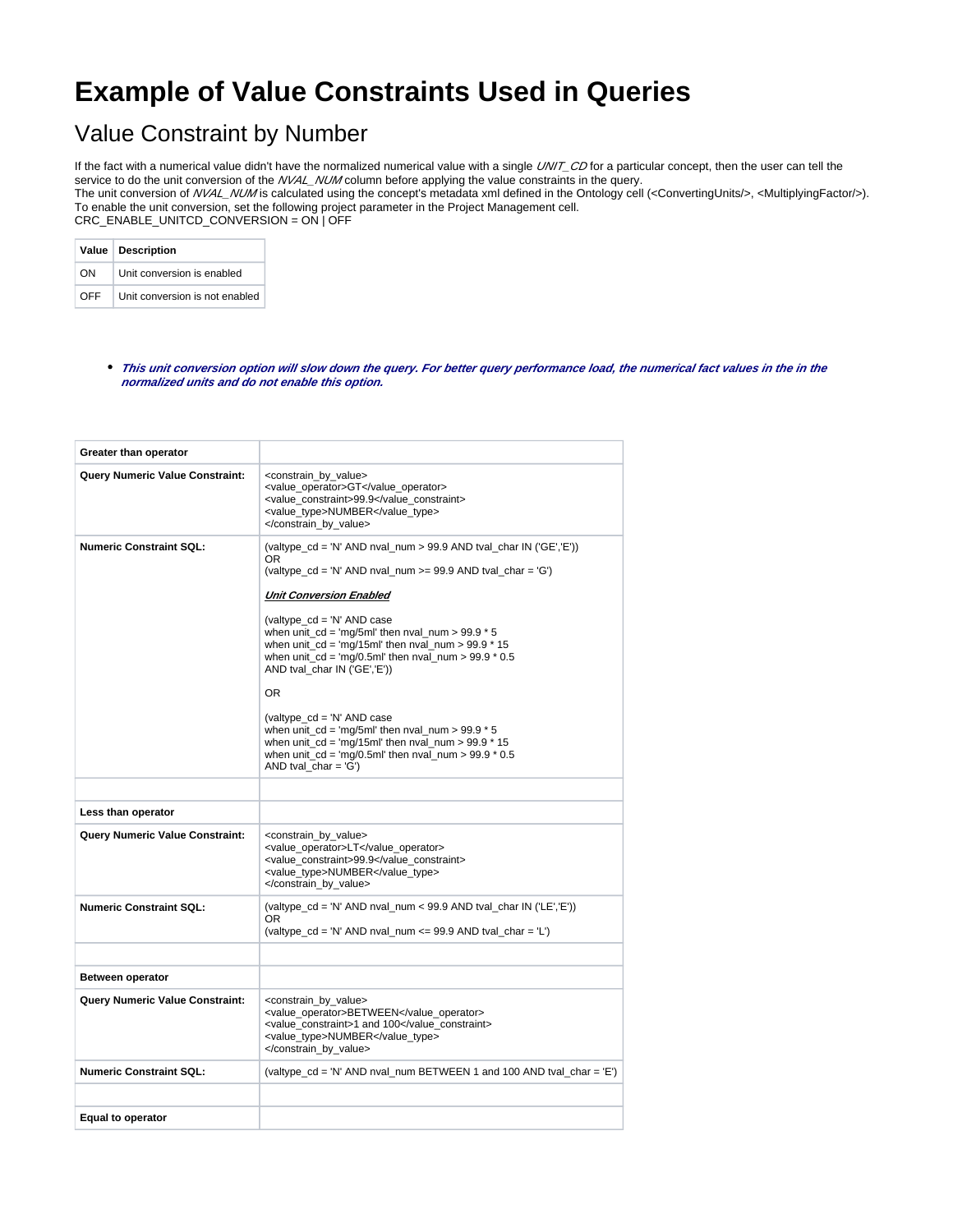# Example of Value Constraints Used in Queries

## Value Constraint by Number

If the fact with a numerical value didn't have the normalized numerical value with a single *UNIT_CD* for a particular concept, then the user can tell the service to do the unit conversion of the *NVAL_NUM* column before applying the value constraints in the query.
The unit conversion of *NVAL_NUM* is calculated using the concept's metadata xml defined in the Ontology cell (<ConvertingUnits/>, <MultiplyingFactor/>).
To enable the unit conversion, set the following project parameter in the Project Management cell.
CRC_ENABLE_UNITCD_CONVERSION = ON | OFF

| Value | Description |
|---|---|
| ON | Unit conversion is enabled |
| OFF | Unit conversion is not enabled |

- ***This unit conversion option will slow down the query. For better query performance load, the numerical fact values in the in the normalized units and do not enable this option.***

| | |
|---|---|
| **Greater than operator** | |
| **Query Numeric Value Constraint:** | <constrain_by_value><br><value_operator>GT</value_operator><br><value_constraint>99.9</value_constraint><br><value_type>NUMBER</value_type><br></constrain_by_value> |
| **Numeric Constraint SQL:** | (valtype_cd = 'N' AND nval_num > 99.9 AND tval_char IN ('GE','E'))<br>OR<br>(valtype_cd = 'N' AND nval_num >= 99.9 AND tval_char = 'G')<br><br>***Unit Conversion Enabled***<br><br>(valtype_cd = 'N' AND case<br>when unit_cd = 'mg/5ml' then nval_num > 99.9 * 5<br>when unit_cd = 'mg/15ml' then nval_num > 99.9 * 15<br>when unit_cd = 'mg/0.5ml' then nval_num > 99.9 * 0.5<br>AND tval_char IN ('GE','E'))<br><br>OR<br><br>(valtype_cd = 'N' AND case<br>when unit_cd = 'mg/5ml' then nval_num > 99.9 * 5<br>when unit_cd = 'mg/15ml' then nval_num > 99.9 * 15<br>when unit_cd = 'mg/0.5ml' then nval_num > 99.9 * 0.5<br>AND tval_char = 'G') |
| | |
| **Less than operator** | |
| **Query Numeric Value Constraint:** | <constrain_by_value><br><value_operator>LT</value_operator><br><value_constraint>99.9</value_constraint><br><value_type>NUMBER</value_type><br></constrain_by_value> |
| **Numeric Constraint SQL:** | (valtype_cd = 'N' AND nval_num < 99.9 AND tval_char IN ('LE','E'))<br>OR<br>(valtype_cd = 'N' AND nval_num <= 99.9 AND tval_char = 'L') |
| | |
| **Between operator** | |
| **Query Numeric Value Constraint:** | <constrain_by_value><br><value_operator>BETWEEN</value_operator><br><value_constraint>1 and 100</value_constraint><br><value_type>NUMBER</value_type><br></constrain_by_value> |
| **Numeric Constraint SQL:** | (valtype_cd = 'N' AND nval_num BETWEEN 1 and 100 AND tval_char = 'E') |
| | |
| **Equal to operator** | |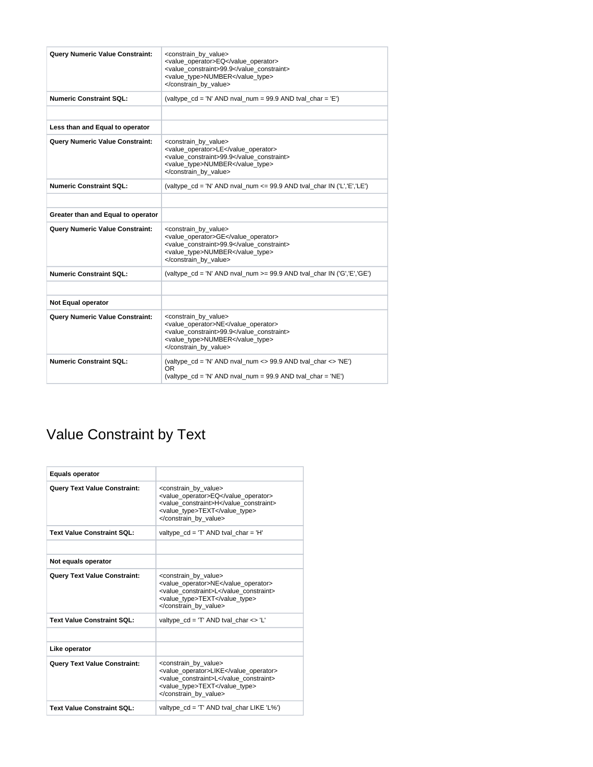| | |
|---|---|
| **Query Numeric Value Constraint:** | `<constrain_by_value>` `<value_operator>EQ</value_operator>` `<value_constraint>99.9</value_constraint>` `<value_type>NUMBER</value_type>` `</constrain_by_value>` |
| **Numeric Constraint SQL:** | (valtype_cd = 'N' AND nval_num = 99.9 AND tval_char = 'E') |
| | |
| **Less than and Equal to operator** | |
| **Query Numeric Value Constraint:** | `<constrain_by_value>` `<value_operator>LE</value_operator>` `<value_constraint>99.9</value_constraint>` `<value_type>NUMBER</value_type>` `</constrain_by_value>` |
| **Numeric Constraint SQL:** | (valtype_cd = 'N' AND nval_num <= 99.9 AND tval_char IN ('L','E','LE') |
| | |
| **Greater than and Equal to operator** | |
| **Query Numeric Value Constraint:** | `<constrain_by_value>` `<value_operator>GE</value_operator>` `<value_constraint>99.9</value_constraint>` `<value_type>NUMBER</value_type>` `</constrain_by_value>` |
| **Numeric Constraint SQL:** | (valtype_cd = 'N' AND nval_num >= 99.9 AND tval_char IN ('G','E','GE') |
| | |
| **Not Equal operator** | |
| **Query Numeric Value Constraint:** | `<constrain_by_value>` `<value_operator>NE</value_operator>` `<value_constraint>99.9</value_constraint>` `<value_type>NUMBER</value_type>` `</constrain_by_value>` |
| **Numeric Constraint SQL:** | (valtype_cd = 'N' AND nval_num <> 99.9 AND tval_char <> 'NE') OR (valtype_cd = 'N' AND nval_num = 99.9 AND tval_char = 'NE') |

# Value Constraint by Text

| | |
|---|---|
| **Equals operator** | |
| **Query Text Value Constraint:** | `<constrain_by_value>` `<value_operator>EQ</value_operator>` `<value_constraint>H</value_constraint>` `<value_type>TEXT</value_type>` `</constrain_by_value>` |
| **Text Value Constraint SQL:** | valtype_cd = 'T' AND tval_char = 'H' |
| | |
| **Not equals operator** | |
| **Query Text Value Constraint:** | `<constrain_by_value>` `<value_operator>NE</value_operator>` `<value_constraint>L</value_constraint>` `<value_type>TEXT</value_type>` `</constrain_by_value>` |
| **Text Value Constraint SQL:** | valtype_cd = 'T' AND tval_char <> 'L' |
| | |
| **Like operator** | |
| **Query Text Value Constraint:** | `<constrain_by_value>` `<value_operator>LIKE</value_operator>` `<value_constraint>L</value_constraint>` `<value_type>TEXT</value_type>` `</constrain_by_value>` |
| **Text Value Constraint SQL:** | valtype_cd = 'T' AND tval_char LIKE 'L%') |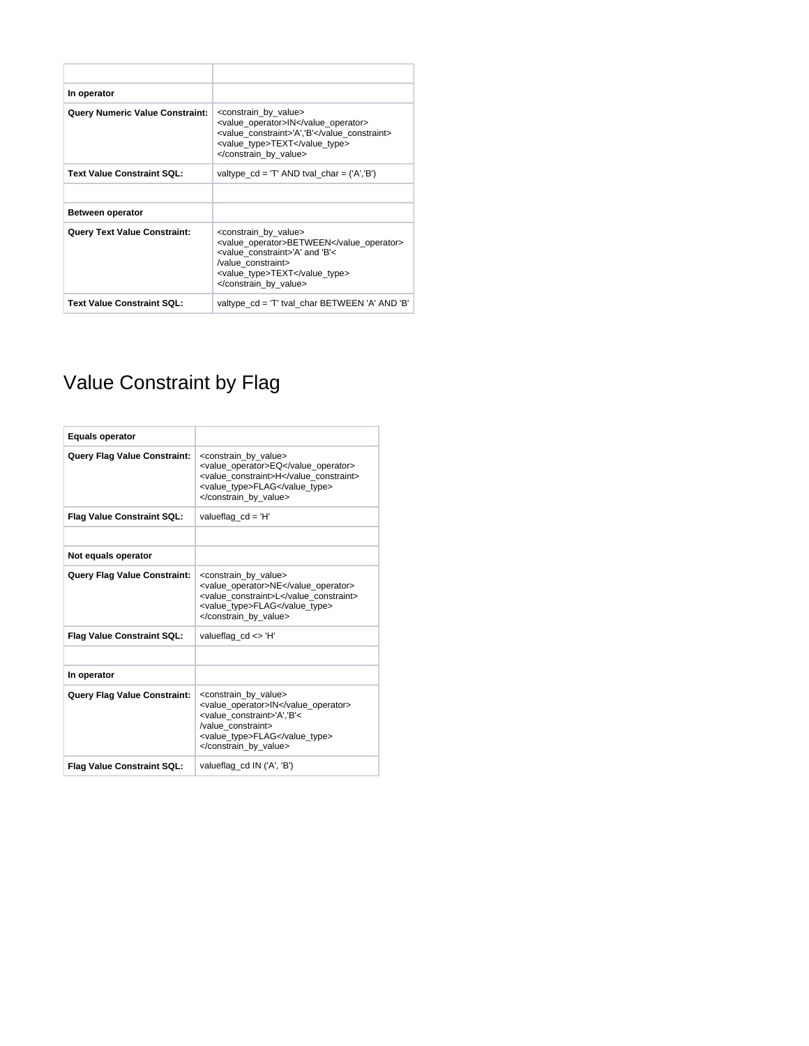| | |
|---|---|
| **In operator** | |
| **Query Numeric Value Constraint:** | <constrain_by_value> <value_operator>IN</value_operator> <value_constraint>'A','B'</value_constraint> <value_type>TEXT</value_type> </constrain_by_value> |
| **Text Value Constraint SQL:** | valtype_cd = 'T' AND tval_char = ('A','B') |
| | |
| **Between operator** | |
| **Query Text Value Constraint:** | <constrain_by_value> <value_operator>BETWEEN</value_operator> <value_constraint>'A' and 'B'< /value_constraint> <value_type>TEXT</value_type> </constrain_by_value> |
| **Text Value Constraint SQL:** | valtype_cd = 'T' tval_char BETWEEN 'A' AND 'B' |

# Value Constraint by Flag

| | |
|---|---|
| **Equals operator** | |
| **Query Flag Value Constraint:** | <constrain_by_value> <value_operator>EQ</value_operator> <value_constraint>H</value_constraint> <value_type>FLAG</value_type> </constrain_by_value> |
| **Flag Value Constraint SQL:** | valueflag_cd = 'H' |
| | |
| **Not equals operator** | |
| **Query Flag Value Constraint:** | <constrain_by_value> <value_operator>NE</value_operator> <value_constraint>L</value_constraint> <value_type>FLAG</value_type> </constrain_by_value> |
| **Flag Value Constraint SQL:** | valueflag_cd <> 'H' |
| | |
| **In operator** | |
| **Query Flag Value Constraint:** | <constrain_by_value> <value_operator>IN</value_operator> <value_constraint>'A','B'< /value_constraint> <value_type>FLAG</value_type> </constrain_by_value> |
| **Flag Value Constraint SQL:** | valueflag_cd IN ('A', 'B') |